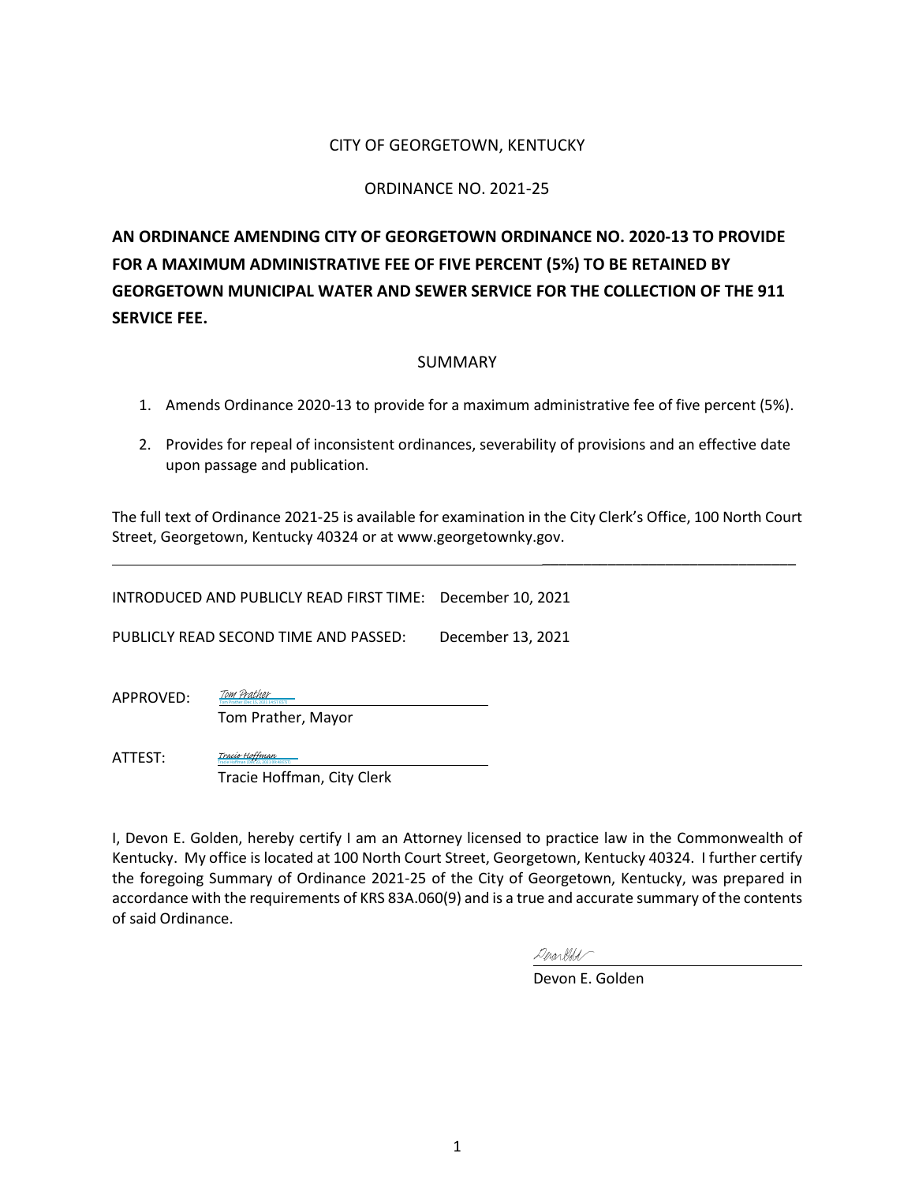CITY OF GEORGETOWN, KENTUCKY

ORDINANCE NO. 2021-25

**AN ORDINANCE AMENDING CITY OF GEORGETOWN ORDINANCE NO. 2020-13 TO PROVIDE FOR A MAXIMUM ADMINISTRATIVE FEE OF FIVE PERCENT (5%) TO BE RETAINED BY GEORGETOWN MUNICIPAL WATER AND SEWER SERVICE FOR THE COLLECTION OF THE 911 SERVICE FEE.**

SUMMARY

1. Amends Ordinance 2020-13 to provide for a maximum administrative fee of five percent (5%).
2. Provides for repeal of inconsistent ordinances, severability of provisions and an effective date upon passage and publication.

The full text of Ordinance 2021-25 is available for examination in the City Clerk's Office, 100 North Court Street, Georgetown, Kentucky 40324 or at www.georgetownky.gov.

---

INTRODUCED AND PUBLICLY READ FIRST TIME: December 10, 2021

PUBLICLY READ SECOND TIME AND PASSED: December 13, 2021

APPROVED: *Tom Prather*
Tom Prather, Mayor

ATTEST: *Tracie Hoffman*
Tracie Hoffman, City Clerk

I, Devon E. Golden, hereby certify I am an Attorney licensed to practice law in the Commonwealth of Kentucky. My office is located at 100 North Court Street, Georgetown, Kentucky 40324. I further certify the foregoing Summary of Ordinance 2021-25 of the City of Georgetown, Kentucky, was prepared in accordance with the requirements of KRS 83A.060(9) and is a true and accurate summary of the contents of said Ordinance.

Devon E. Golden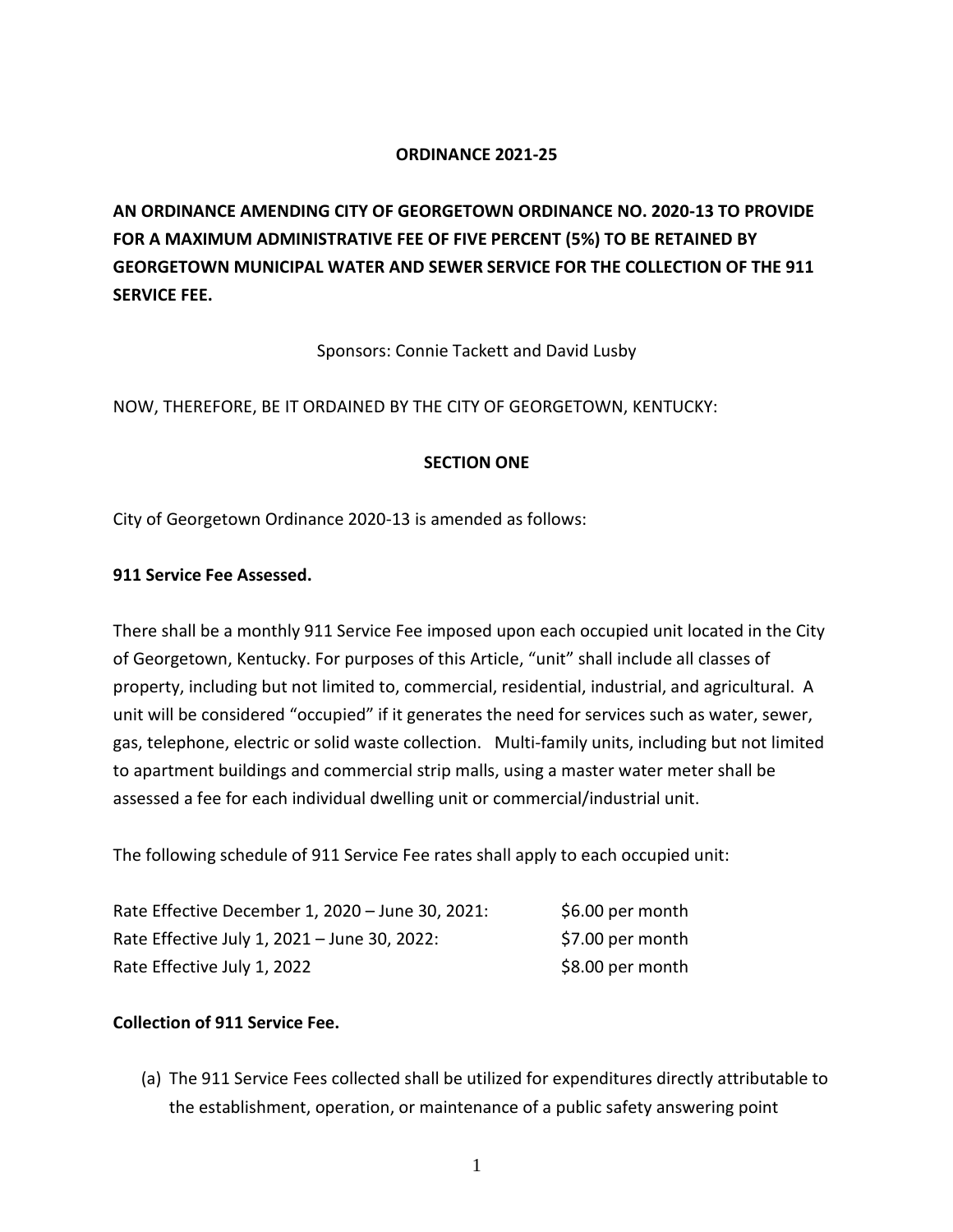**ORDINANCE 2021-25**

**AN ORDINANCE AMENDING CITY OF GEORGETOWN ORDINANCE NO. 2020-13 TO PROVIDE FOR A MAXIMUM ADMINISTRATIVE FEE OF FIVE PERCENT (5%) TO BE RETAINED BY GEORGETOWN MUNICIPAL WATER AND SEWER SERVICE FOR THE COLLECTION OF THE 911 SERVICE FEE.**

Sponsors: Connie Tackett and David Lusby

NOW, THEREFORE, BE IT ORDAINED BY THE CITY OF GEORGETOWN, KENTUCKY:

**SECTION ONE**

City of Georgetown Ordinance 2020-13 is amended as follows:

**911 Service Fee Assessed.**

There shall be a monthly 911 Service Fee imposed upon each occupied unit located in the City of Georgetown, Kentucky. For purposes of this Article, "unit" shall include all classes of property, including but not limited to, commercial, residential, industrial, and agricultural. A unit will be considered "occupied" if it generates the need for services such as water, sewer, gas, telephone, electric or solid waste collection. Multi-family units, including but not limited to apartment buildings and commercial strip malls, using a master water meter shall be assessed a fee for each individual dwelling unit or commercial/industrial unit.

The following schedule of 911 Service Fee rates shall apply to each occupied unit:

| | |
|---|---|
| Rate Effective December 1, 2020 – June 30, 2021: | $6.00 per month |
| Rate Effective July 1, 2021 – June 30, 2022: | $7.00 per month |
| Rate Effective July 1, 2022 | $8.00 per month |

**Collection of 911 Service Fee.**

(a) The 911 Service Fees collected shall be utilized for expenditures directly attributable to the establishment, operation, or maintenance of a public safety answering point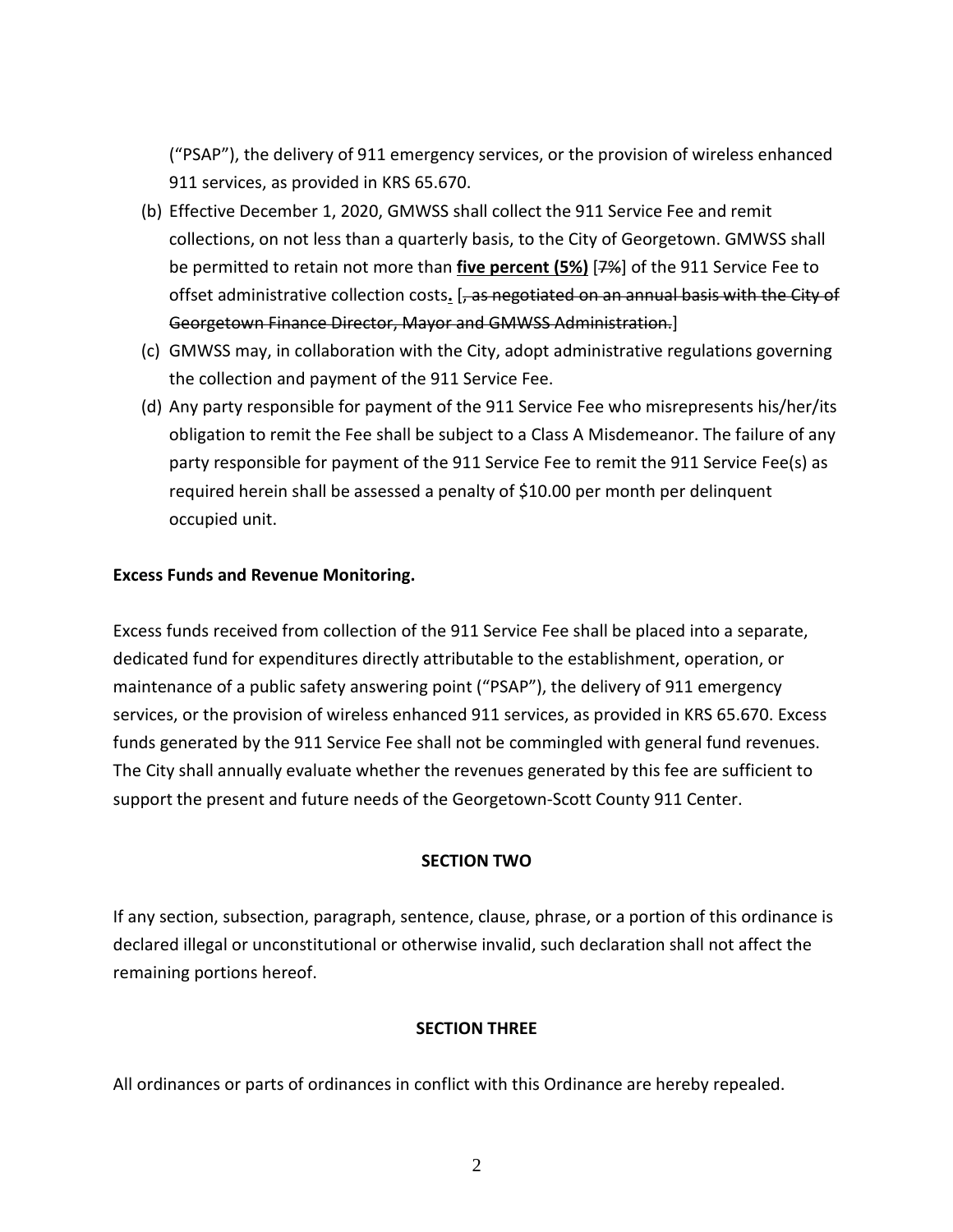("PSAP"), the delivery of 911 emergency services, or the provision of wireless enhanced 911 services, as provided in KRS 65.670.

(b) Effective December 1, 2020, GMWSS shall collect the 911 Service Fee and remit collections, on not less than a quarterly basis, to the City of Georgetown. GMWSS shall be permitted to retain not more than <u>**five percent (5%)**</u> [~~7%~~] of the 911 Service Fee to offset administrative collection costs<u>**.**</u> [~~, as negotiated on an annual basis with the City of Georgetown Finance Director, Mayor and GMWSS Administration.~~]

(c) GMWSS may, in collaboration with the City, adopt administrative regulations governing the collection and payment of the 911 Service Fee.

(d) Any party responsible for payment of the 911 Service Fee who misrepresents his/her/its obligation to remit the Fee shall be subject to a Class A Misdemeanor. The failure of any party responsible for payment of the 911 Service Fee to remit the 911 Service Fee(s) as required herein shall be assessed a penalty of $10.00 per month per delinquent occupied unit.

**Excess Funds and Revenue Monitoring.**

Excess funds received from collection of the 911 Service Fee shall be placed into a separate, dedicated fund for expenditures directly attributable to the establishment, operation, or maintenance of a public safety answering point ("PSAP"), the delivery of 911 emergency services, or the provision of wireless enhanced 911 services, as provided in KRS 65.670. Excess funds generated by the 911 Service Fee shall not be commingled with general fund revenues. The City shall annually evaluate whether the revenues generated by this fee are sufficient to support the present and future needs of the Georgetown-Scott County 911 Center.

**SECTION TWO**

If any section, subsection, paragraph, sentence, clause, phrase, or a portion of this ordinance is declared illegal or unconstitutional or otherwise invalid, such declaration shall not affect the remaining portions hereof.

**SECTION THREE**

All ordinances or parts of ordinances in conflict with this Ordinance are hereby repealed.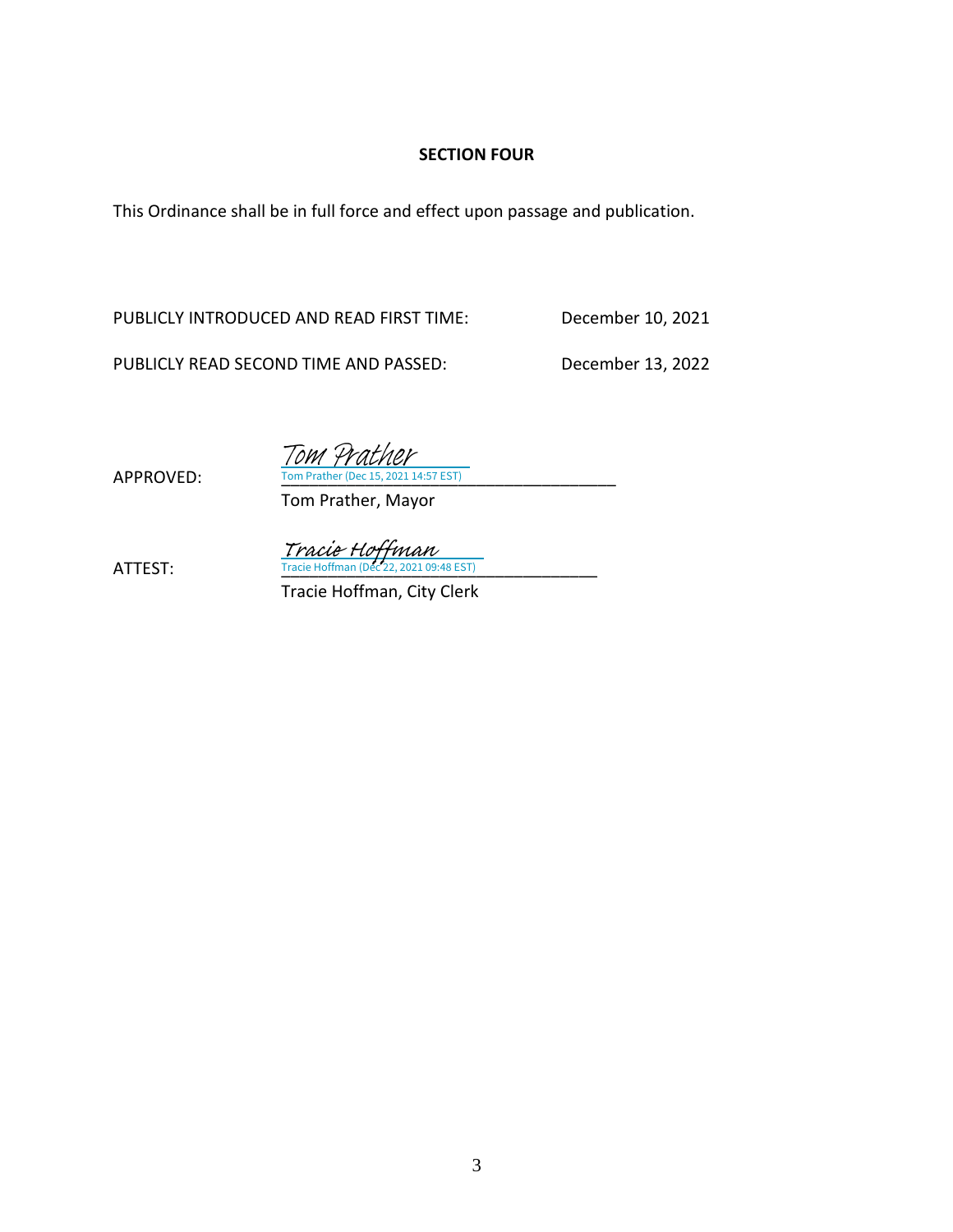**SECTION FOUR**

This Ordinance shall be in full force and effect upon passage and publication.

PUBLICLY INTRODUCED AND READ FIRST TIME: December 10, 2021

PUBLICLY READ SECOND TIME AND PASSED: December 13, 2022

APPROVED: *Tom Prather*
Tom Prather (Dec 15, 2021 14:57 EST)
Tom Prather, Mayor

ATTEST: *Tracie Hoffman*
Tracie Hoffman (Dec 22, 2021 09:48 EST)
Tracie Hoffman, City Clerk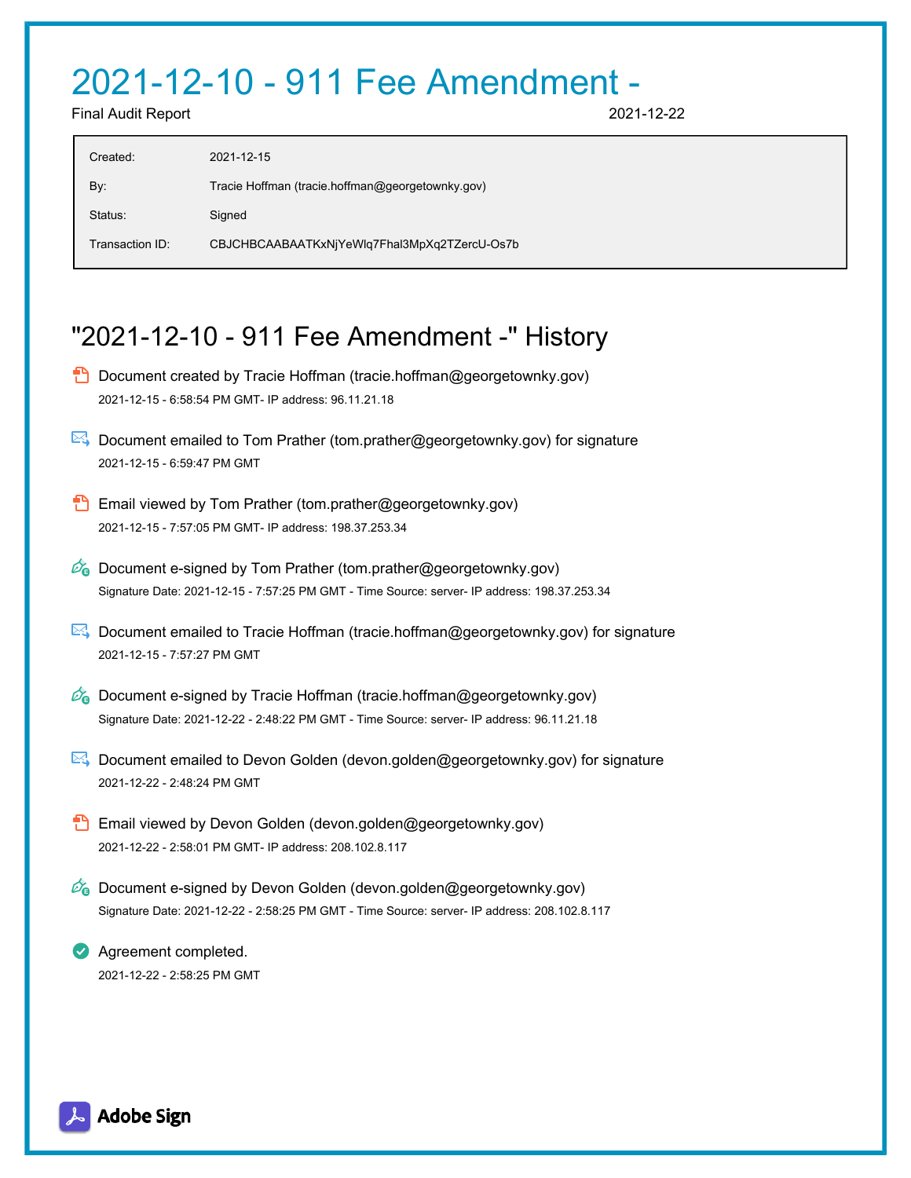# 2021-12-10 - 911 Fee Amendment -

Final Audit Report 2021-12-22

| | |
|---|---|
| Created: | 2021-12-15 |
| By: | Tracie Hoffman (tracie.hoffman@georgetownky.gov) |
| Status: | Signed |
| Transaction ID: | CBJCHBCAABAATKxNjYeWlq7Fhal3MpXq2TZercU-Os7b |

## "2021-12-10 - 911 Fee Amendment -" History

- Document created by Tracie Hoffman (tracie.hoffman@georgetownky.gov)
  2021-12-15 - 6:58:54 PM GMT- IP address: 96.11.21.18

- Document emailed to Tom Prather (tom.prather@georgetownky.gov) for signature
  2021-12-15 - 6:59:47 PM GMT

- Email viewed by Tom Prather (tom.prather@georgetownky.gov)
  2021-12-15 - 7:57:05 PM GMT- IP address: 198.37.253.34

- Document e-signed by Tom Prather (tom.prather@georgetownky.gov)
  Signature Date: 2021-12-15 - 7:57:25 PM GMT - Time Source: server- IP address: 198.37.253.34

- Document emailed to Tracie Hoffman (tracie.hoffman@georgetownky.gov) for signature
  2021-12-15 - 7:57:27 PM GMT

- Document e-signed by Tracie Hoffman (tracie.hoffman@georgetownky.gov)
  Signature Date: 2021-12-22 - 2:48:22 PM GMT - Time Source: server- IP address: 96.11.21.18

- Document emailed to Devon Golden (devon.golden@georgetownky.gov) for signature
  2021-12-22 - 2:48:24 PM GMT

- Email viewed by Devon Golden (devon.golden@georgetownky.gov)
  2021-12-22 - 2:58:01 PM GMT- IP address: 208.102.8.117

- Document e-signed by Devon Golden (devon.golden@georgetownky.gov)
  Signature Date: 2021-12-22 - 2:58:25 PM GMT - Time Source: server- IP address: 208.102.8.117

- Agreement completed.
  2021-12-22 - 2:58:25 PM GMT

Adobe Sign